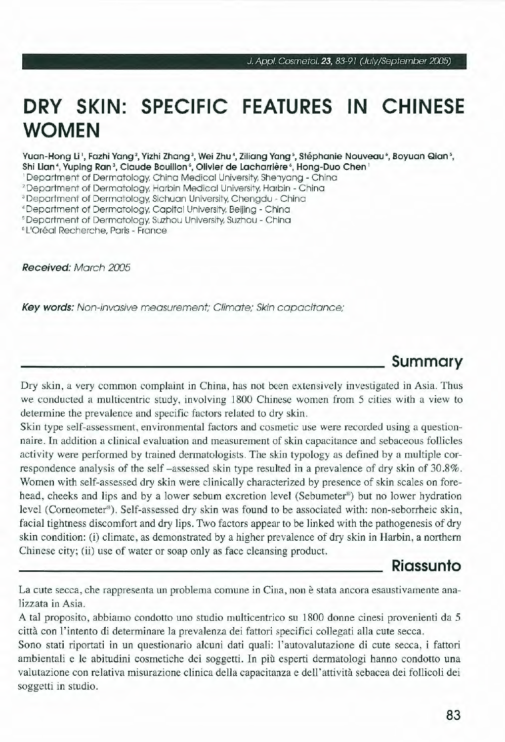# DRY SKIN: SPECIFIC FEATURES IN CHINESE WOMEN

**Yuan-Hong Li [1], Fazhi Yang [2], Yizhi Zhang [3], Wei Zhu [4], Ziliang Yang [5], Stéphanie Nouveau [6], Boyuan Qian [5], Shi Lian [4], Yuping Ran [3], Claude Bouillon [6], Olivier de Lacharrière [6], Hong-Duo Chen [1]**

[1] Department of Dermatology, China Medical University, Shenyang - China
[2] Department of Dermatology, Harbin Medical University, Harbin - China
[3] Department of Dermatology, Sichuan University, Chengdu - China
[4] Department of Dermatology, Capital University, Beijing - China
[5] Department of Dermatology, Suzhou University, Suzhou - China
[6] L'Oréal Recherche, Paris - France

***Received:*** *March 2005*

***Key words:*** *Non-invasive measurement; Climate; Skin capacitance;*

## Summary

Dry skin, a very common complaint in China, has not been extensively investigated in Asia. Thus we conducted a multicentric study, involving 1800 Chinese women from 5 cities with a view to determine the prevalence and specific factors related to dry skin.

Skin type self-assessment, environmental factors and cosmetic use were recorded using a questionnaire. In addition a clinical evaluation and measurement of skin capacitance and sebaceous follicles activity were performed by trained dermatologists. The skin typology as defined by a multiple correspondence analysis of the self-assessed skin type resulted in a prevalence of dry skin of 30.8%. Women with self-assessed dry skin were clinically characterized by presence of skin scales on forehead, cheeks and lips and by a lower sebum excretion level (Sebumeter®) but no lower hydration level (Corneometer®). Self-assessed dry skin was found to be associated with: non-seborrheic skin, facial tightness discomfort and dry lips. Two factors appear to be linked with the pathogenesis of dry skin condition: (i) climate, as demonstrated by a higher prevalence of dry skin in Harbin, a northern Chinese city; (ii) use of water or soap only as face cleansing product.

## Riassunto

La cute secca, che rappresenta un problema comune in Cina, non è stata ancora esaustivamente analizzata in Asia.

A tal proposito, abbiamo condotto uno studio multicentrico su 1800 donne cinesi provenienti da 5 città con l'intento di determinare la prevalenza dei fattori specifici collegati alla cute secca.

Sono stati riportati in un questionario alcuni dati quali: l'autovalutazione di cute secca, i fattori ambientali e le abitudini cosmetiche dei soggetti. In più esperti dermatologi hanno condotto una valutazione con relativa misurazione clinica della capacitanza e dell'attività sebacea dei follicoli dei soggetti in studio.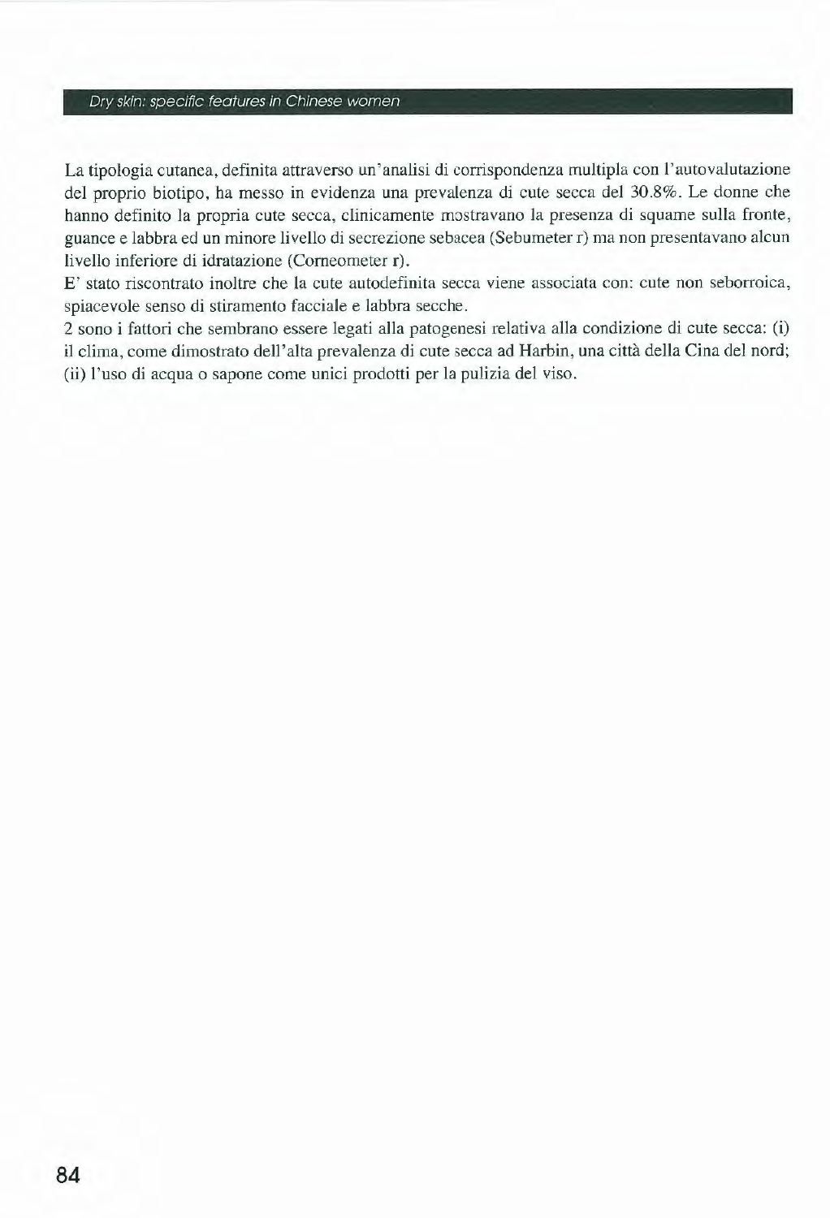La tipologia cutanea, definita attraverso un'analisi di corrispondenza multipla con l'autovalutazione del proprio biotipo, ha messo in evidenza una prevalenza di cute secca del 30.8%. Le donne che hanno definito la propria cute secca, clinicamente mostravano la presenza di squame sulla fronte, guance e labbra ed un minore livello di secrezione sebacea (Sebumeter r) ma non presentavano alcun livello inferiore di idratazione (Corneometer r).

E' stato riscontrato inoltre che la cute autodefinita secca viene associata con: cute non seborroica, spiacevole senso di stiramento facciale e labbra secche.

2 sono i fattori che sembrano essere legati alla patogenesi relativa alla condizione di cute secca: (i) il clima, come dimostrato dell'alta prevalenza di cute secca ad Harbin, una città della Cina del nord; (ii) l'uso di acqua o sapone come unici prodotti per la pulizia del viso.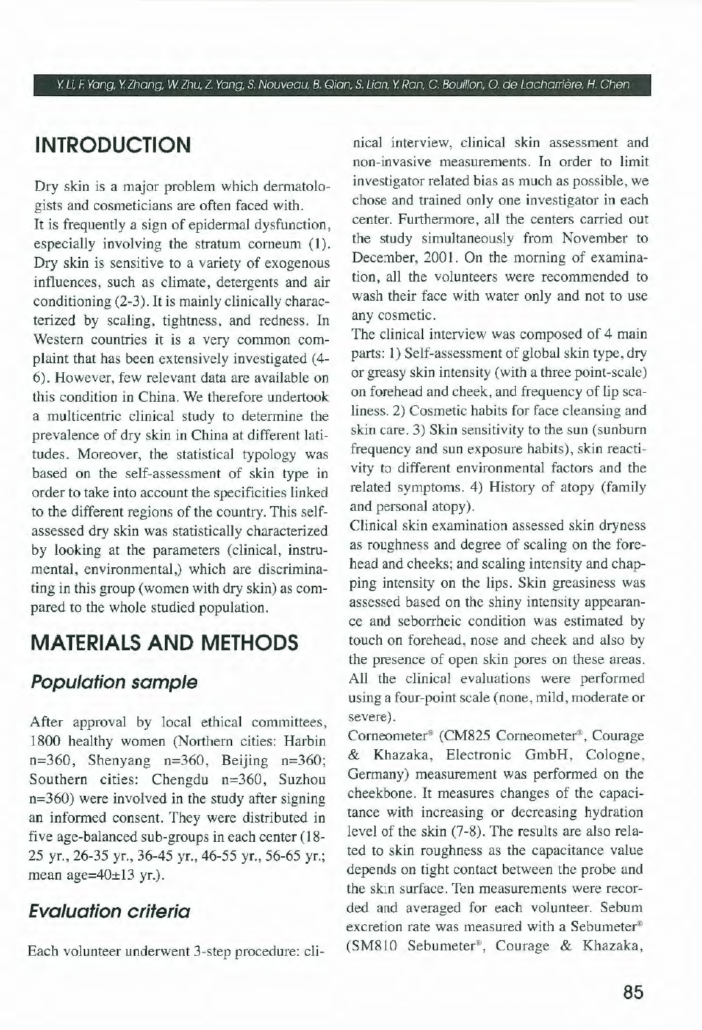## INTRODUCTION

Dry skin is a major problem which dermatologists and cosmeticians are often faced with.
It is frequently a sign of epidermal dysfunction, especially involving the stratum corneum (1). Dry skin is sensitive to a variety of exogenous influences, such as climate, detergents and air conditioning (2-3). It is mainly clinically characterized by scaling, tightness, and redness. In Western countries it is a very common complaint that has been extensively investigated (4-6). However, few relevant data are available on this condition in China. We therefore undertook a multicentric clinical study to determine the prevalence of dry skin in China at different latitudes. Moreover, the statistical typology was based on the self-assessment of skin type in order to take into account the specificities linked to the different regions of the country. This self-assessed dry skin was statistically characterized by looking at the parameters (clinical, instrumental, environmental,) which are discriminating in this group (women with dry skin) as compared to the whole studied population.

## MATERIALS AND METHODS

### Population sample

After approval by local ethical committees, 1800 healthy women (Northern cities: Harbin n=360, Shenyang n=360, Beijing n=360; Southern cities: Chengdu n=360, Suzhou n=360) were involved in the study after signing an informed consent. They were distributed in five age-balanced sub-groups in each center (18-25 yr., 26-35 yr., 36-45 yr., 46-55 yr., 56-65 yr.; mean age=40±13 yr.).

### Evaluation criteria

Each volunteer underwent 3-step procedure: clinical interview, clinical skin assessment and non-invasive measurements. In order to limit investigator related bias as much as possible, we chose and trained only one investigator in each center. Furthermore, all the centers carried out the study simultaneously from November to December, 2001. On the morning of examination, all the volunteers were recommended to wash their face with water only and not to use any cosmetic.

The clinical interview was composed of 4 main parts: 1) Self-assessment of global skin type, dry or greasy skin intensity (with a three point-scale) on forehead and cheek, and frequency of lip scaliness. 2) Cosmetic habits for face cleansing and skin care. 3) Skin sensitivity to the sun (sunburn frequency and sun exposure habits), skin reactivity to different environmental factors and the related symptoms. 4) History of atopy (family and personal atopy).

Clinical skin examination assessed skin dryness as roughness and degree of scaling on the forehead and cheeks; and scaling intensity and chapping intensity on the lips. Skin greasiness was assessed based on the shiny intensity appearance and seborrheic condition was estimated by touch on forehead, nose and cheek and also by the presence of open skin pores on these areas. All the clinical evaluations were performed using a four-point scale (none, mild, moderate or severe).

Corneometer® (CM825 Corneometer®, Courage & Khazaka, Electronic GmbH, Cologne, Germany) measurement was performed on the cheekbone. It measures changes of the capacitance with increasing or decreasing hydration level of the skin (7-8). The results are also related to skin roughness as the capacitance value depends on tight contact between the probe and the skin surface. Ten measurements were recorded and averaged for each volunteer. Sebum excretion rate was measured with a Sebumeter® (SM810 Sebumeter®, Courage & Khazaka,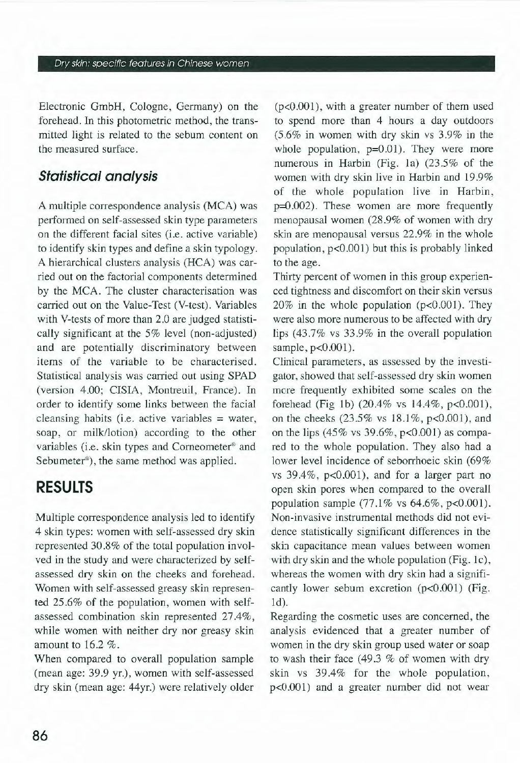Electronic GmbH, Cologne, Germany) on the forehead. In this photometric method, the transmitted light is related to the sebum content on the measured surface.

### Statistical analysis

A multiple correspondence analysis (MCA) was performed on self-assessed skin type parameters on the different facial sites (i.e. active variable) to identify skin types and define a skin typology. A hierarchical clusters analysis (HCA) was carried out on the factorial components determined by the MCA. The cluster characterisation was carried out on the Value-Test (V-test). Variables with V-tests of more than 2.0 are judged statistically significant at the 5% level (non-adjusted) and are potentially discriminatory between items of the variable to be characterised. Statistical analysis was carried out using SPAD (version 4.00; CISIA, Montreuil, France). In order to identify some links between the facial cleansing habits (i.e. active variables = water, soap, or milk/lotion) according to the other variables (i.e. skin types and Corneometer® and Sebumeter®), the same method was applied.

## RESULTS

Multiple correspondence analysis led to identify 4 skin types: women with self-assessed dry skin represented 30.8% of the total population involved in the study and were characterized by self-assessed dry skin on the cheeks and forehead. Women with self-assessed greasy skin represented 25.6% of the population, women with self-assessed combination skin represented 27.4%, while women with neither dry nor greasy skin amount to 16.2 %.

When compared to overall population sample (mean age: 39.9 yr.), women with self-assessed dry skin (mean age: 44yr.) were relatively older ($p<0.001$), with a greater number of them used to spend more than 4 hours a day outdoors (5.6% in women with dry skin vs 3.9% in the whole population, $p=0.01$). They were more numerous in Harbin (Fig. 1a) (23.5% of the women with dry skin live in Harbin and 19.9% of the whole population live in Harbin, $p=0.002$). These women are more frequently menopausal women (28.9% of women with dry skin are menopausal versus 22.9% in the whole population, $p<0.001$) but this is probably linked to the age.

Thirty percent of women in this group experienced tightness and discomfort on their skin versus 20% in the whole population ($p<0.001$). They were also more numerous to be affected with dry lips (43.7% vs 33.9% in the overall population sample, $p<0.001$).

Clinical parameters, as assessed by the investigator, showed that self-assessed dry skin women more frequently exhibited some scales on the forehead (Fig 1b) (20.4% vs 14.4%, $p<0.001$), on the cheeks (23.5% vs 18.1%, $p<0.001$), and on the lips (45% vs 39.6%, $p<0.001$) as compared to the whole population. They also had a lower level incidence of seborrhoeic skin (69% vs 39.4%, $p<0.001$), and for a larger part no open skin pores when compared to the overall population sample (77.1% vs 64.6%, $p<0.001$).

Non-invasive instrumental methods did not evidence statistically significant differences in the skin capacitance mean values between women with dry skin and the whole population (Fig. 1c), whereas the women with dry skin had a significantly lower sebum excretion ($p<0.001$) (Fig. 1d).

Regarding the cosmetic uses are concerned, the analysis evidenced that a greater number of women in the dry skin group used water or soap to wash their face (49.3 % of women with dry skin vs 39.4% for the whole population, $p<0.001$) and a greater number did not wear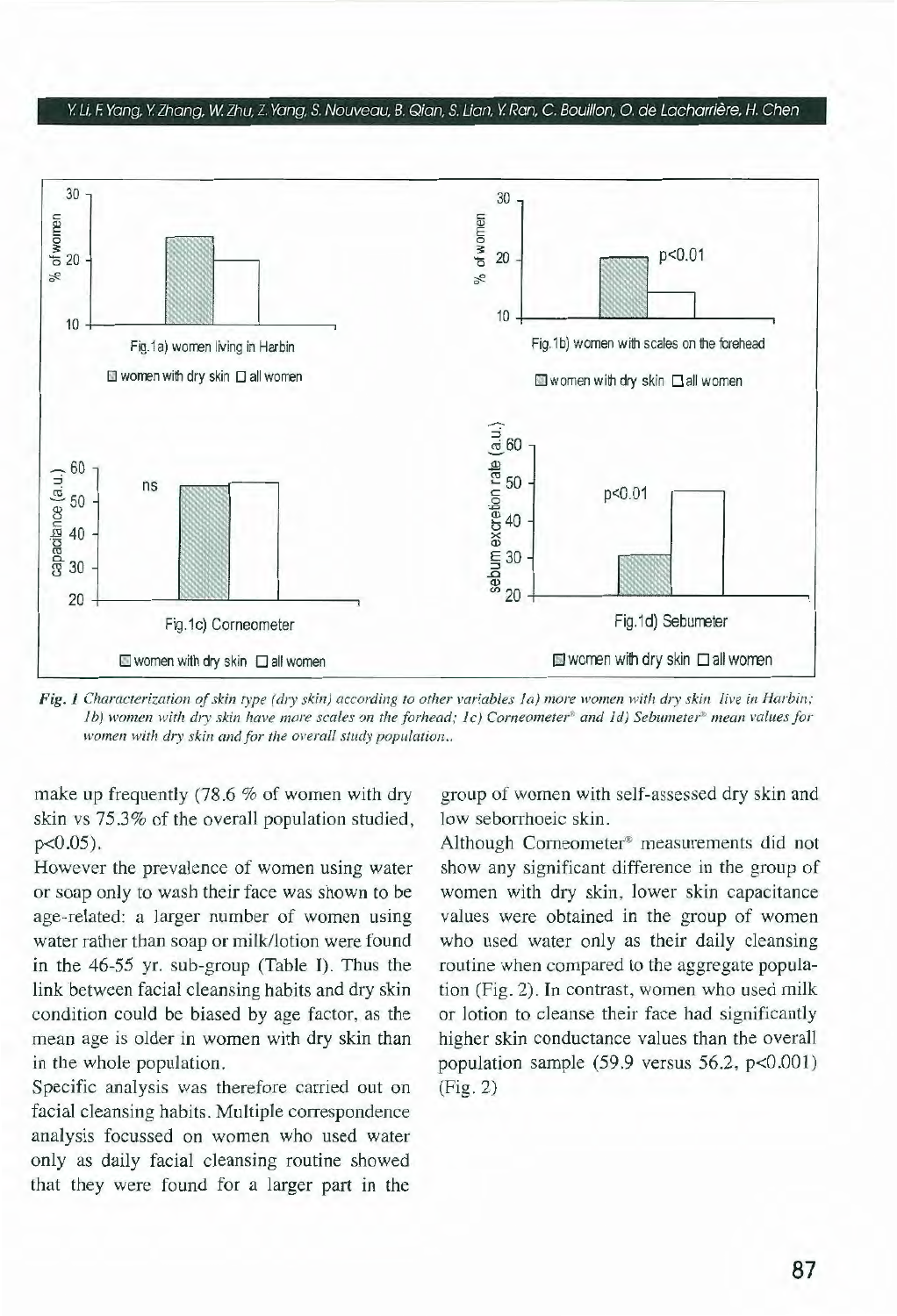*Fig. 1 Characterization of skin type (dry skin) according to other variables 1a) more women with dry skin live in Harbin; 1b) women with dry skin have more scales on the forhead; 1c) Corneometer® and 1d) Sebumeter® mean values for women with dry skin and for the overall study population..*

make up frequently (78.6 % of women with dry skin vs 75.3% of the overall population studied, $p<0.05$).

However the prevalence of women using water or soap only to wash their face was shown to be age-related: a larger number of women using water rather than soap or milk/lotion were found in the 46-55 yr. sub-group (Table I). Thus the link between facial cleansing habits and dry skin condition could be biased by age factor, as the mean age is older in women with dry skin than in the whole population.

Specific analysis was therefore carried out on facial cleansing habits. Multiple correspondence analysis focussed on women who used water only as daily facial cleansing routine showed that they were found for a larger part in the group of women with self-assessed dry skin and low seborrhoeic skin.

Although Corneometer® measurements did not show any significant difference in the group of women with dry skin, lower skin capacitance values were obtained in the group of women who used water only as their daily cleansing routine when compared to the aggregate population (Fig. 2). In contrast, women who used milk or lotion to cleanse their face had significantly higher skin conductance values than the overall population sample (59.9 versus 56.2, $p<0.001$) (Fig. 2)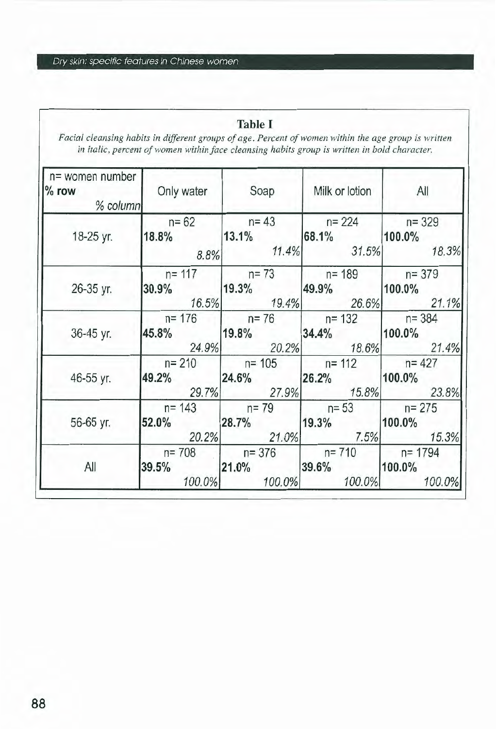**Table I**

*Facial cleansing habits in different groups of age. Percent of women within the age group is written in italic, percent of women within face cleansing habits group is written in bold character.*

| n= women number<br>**% row**<br>*% column* | Only water | Soap | Milk or lotion | All |
|---|---|---|---|---|
| 18-25 yr. | n= 62<br>**18.8%**<br>*8.8%* | n= 43<br>**13.1%**<br>*11.4%* | n= 224<br>**68.1%**<br>*31.5%* | n= 329<br>**100.0%**<br>*18.3%* |
| 26-35 yr. | n= 117<br>**30.9%**<br>*16.5%* | n= 73<br>**19.3%**<br>*19.4%* | n= 189<br>**49.9%**<br>*26.6%* | n= 379<br>**100.0%**<br>*21.1%* |
| 36-45 yr. | n= 176<br>**45.8%**<br>*24.9%* | n= 76<br>**19.8%**<br>*20.2%* | n= 132<br>**34.4%**<br>*18.6%* | n= 384<br>**100.0%**<br>*21.4%* |
| 46-55 yr. | n= 210<br>**49.2%**<br>*29.7%* | n= 105<br>**24.6%**<br>*27.9%* | n= 112<br>**26.2%**<br>*15.8%* | n= 427<br>**100.0%**<br>*23.8%* |
| 56-65 yr. | n= 143<br>**52.0%**<br>*20.2%* | n= 79<br>**28.7%**<br>*21.0%* | n= 53<br>**19.3%**<br>*7.5%* | n= 275<br>**100.0%**<br>*15.3%* |
| All | n= 708<br>**39.5%**<br>*100.0%* | n= 376<br>**21.0%**<br>*100.0%* | n= 710<br>**39.6%**<br>*100.0%* | n= 1794<br>**100.0%**<br>*100.0%* |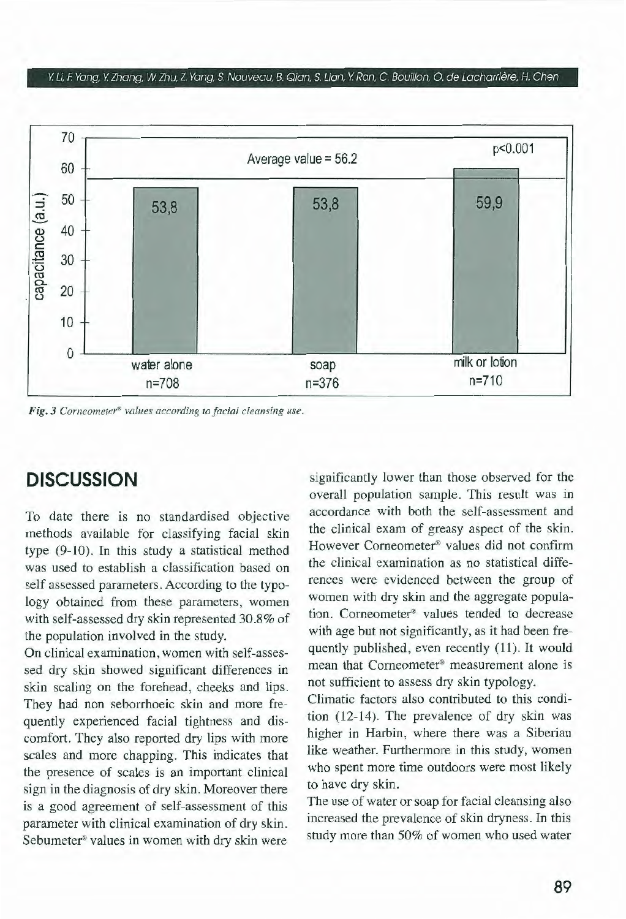*Fig. 3 Corneometer® values according to facial cleansing use.*

## DISCUSSION

To date there is no standardised objective methods available for classifying facial skin type (9-10). In this study a statistical method was used to establish a classification based on self assessed parameters. According to the typology obtained from these parameters, women with self-assessed dry skin represented 30.8% of the population involved in the study.

On clinical examination, women with self-assessed dry skin showed significant differences in skin scaling on the forehead, cheeks and lips. They had non seborrhoeic skin and more frequently experienced facial tightness and discomfort. They also reported dry lips with more scales and more chapping. This indicates that the presence of scales is an important clinical sign in the diagnosis of dry skin. Moreover there is a good agreement of self-assessment of this parameter with clinical examination of dry skin. Sebumeter® values in women with dry skin were significantly lower than those observed for the overall population sample. This result was in accordance with both the self-assessment and the clinical exam of greasy aspect of the skin. However Corneometer® values did not confirm the clinical examination as no statistical differences were evidenced between the group of women with dry skin and the aggregate population. Corneometer® values tended to decrease with age but not significantly, as it had been frequently published, even recently (11). It would mean that Corneometer® measurement alone is not sufficient to assess dry skin typology.

Climatic factors also contributed to this condition (12-14). The prevalence of dry skin was higher in Harbin, where there was a Siberian like weather. Furthermore in this study, women who spent more time outdoors were most likely to have dry skin.

The use of water or soap for facial cleansing also increased the prevalence of skin dryness. In this study more than 50% of women who used water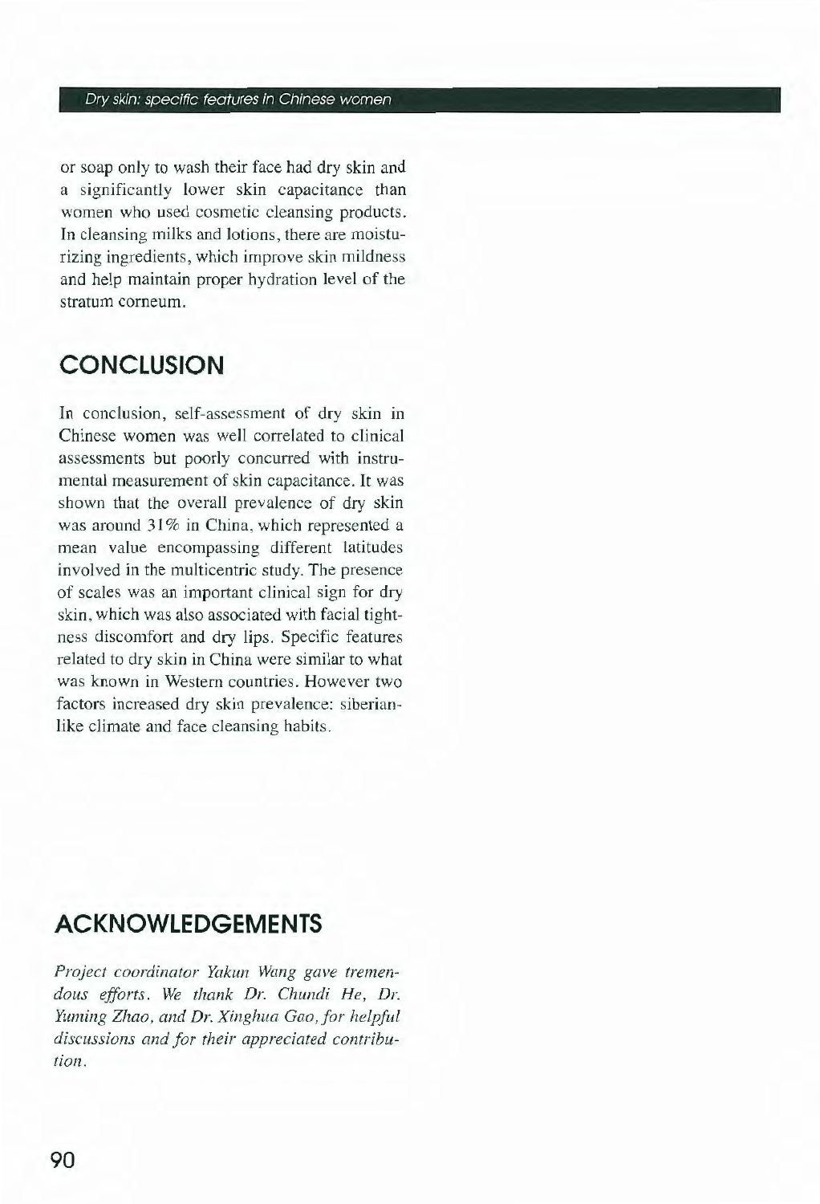or soap only to wash their face had dry skin and a significantly lower skin capacitance than women who used cosmetic cleansing products. In cleansing milks and lotions, there are moisturizing ingredients, which improve skin mildness and help maintain proper hydration level of the stratum corneum.

## CONCLUSION

In conclusion, self-assessment of dry skin in Chinese women was well correlated to clinical assessments but poorly concurred with instrumental measurement of skin capacitance. It was shown that the overall prevalence of dry skin was around 31% in China, which represented a mean value encompassing different latitudes involved in the multicentric study. The presence of scales was an important clinical sign for dry skin, which was also associated with facial tightness discomfort and dry lips. Specific features related to dry skin in China were similar to what was known in Western countries. However two factors increased dry skin prevalence: siberian-like climate and face cleansing habits.

## ACKNOWLEDGEMENTS

*Project coordinator Yakun Wang gave tremendous efforts. We thank Dr. Chundi He, Dr. Yuming Zhao, and Dr. Xinghua Gao, for helpful discussions and for their appreciated contribution.*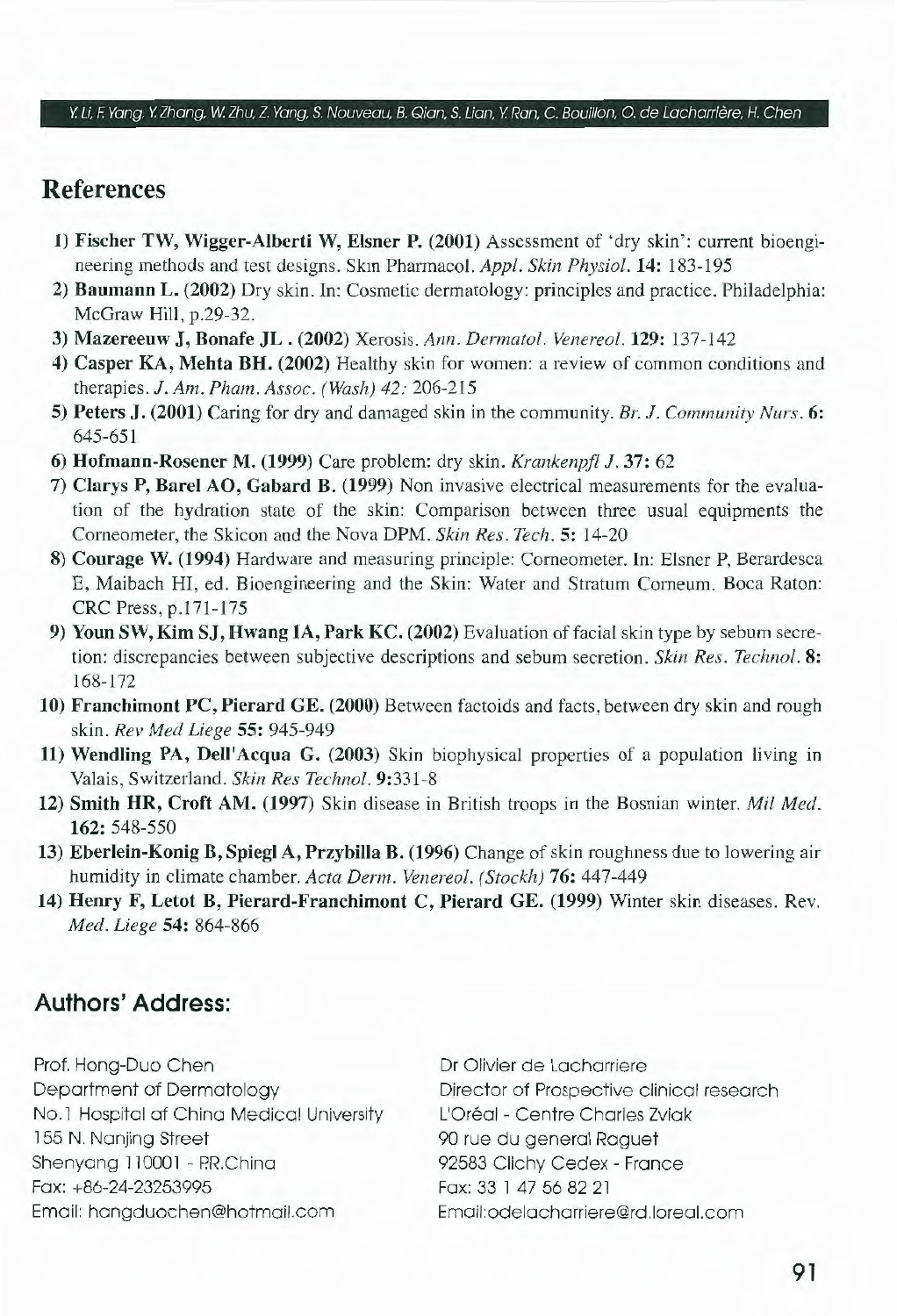## References

1) **Fischer TW, Wigger-Alberti W, Elsner P. (2001)** Assessment of 'dry skin': current bioengineering methods and test designs. Skin Pharmacol. *Appl. Skin Physiol.* **14:** 183-195
2) **Baumann L. (2002)** Dry skin. In: Cosmetic dermatology: principles and practice. Philadelphia: McGraw Hill, p.29-32.
3) **Mazereeuw J, Bonafe JL . (2002)** Xerosis. *Ann. Dermatol. Venereol.* **129:** 137-142
4) **Casper KA, Mehta BH. (2002)** Healthy skin for women: a review of common conditions and therapies. *J. Am. Pham. Assoc. (Wash) 42:* 206-215
5) **Peters J. (2001)** Caring for dry and damaged skin in the community. *Br. J. Community Nurs.* **6:** 645-651
6) **Hofmann-Rosener M. (1999)** Care problem: dry skin. *Krankenpfl J.* **37:** 62
7) **Clarys P, Barel AO, Gabard B. (1999)** Non invasive electrical measurements for the evaluation of the hydration state of the skin: Comparison between three usual equipments the Corneometer, the Skicon and the Nova DPM. *Skin Res. Tech.* **5:** 14-20
8) **Courage W. (1994)** Hardware and measuring principle: Corneometer. In: Elsner P, Berardesca E, Maibach HI, ed. Bioengineering and the Skin: Water and Stratum Corneum. Boca Raton: CRC Press, p.171-175
9) **Youn SW, Kim SJ, Hwang IA, Park KC. (2002)** Evaluation of facial skin type by sebum secretion: discrepancies between subjective descriptions and sebum secretion. *Skin Res. Technol.* **8:** 168-172
10) **Franchimont PC, Pierard GE. (2000)** Between factoids and facts, between dry skin and rough skin. *Rev Med Liege* **55:** 945-949
11) **Wendling PA, Dell'Acqua G. (2003)** Skin biophysical properties of a population living in Valais, Switzerland. *Skin Res Technol.* **9:**331-8
12) **Smith HR, Croft AM. (1997)** Skin disease in British troops in the Bosnian winter. *Mil Med.* **162:** 548-550
13) **Eberlein-Konig B, Spiegl A, Przybilla B. (1996)** Change of skin roughness due to lowering air humidity in climate chamber. *Acta Derm. Venereol. (Stockh)* **76:** 447-449
14) **Henry F, Letot B, Pierard-Franchimont C, Pierard GE. (1999)** Winter skin diseases. Rev. *Med. Liege* **54:** 864-866

## Authors' Address:

Prof. Hong-Duo Chen
Department of Dermatology
No.1 Hospital of China Medical University
155 N. Nanjing Street
Shenyang 110001 - P.R.China
Fax: +86-24-23253995
Email: hongduochen@hotmail.com

Dr Olivier de Lacharriere
Director of Prospective clinical research
L'Oréal - Centre Charles Zviak
90 rue du general Roguet
92583 Clichy Cedex - France
Fax: 33 1 47 56 82 21
Email:odelacharriere@rd.loreal.com